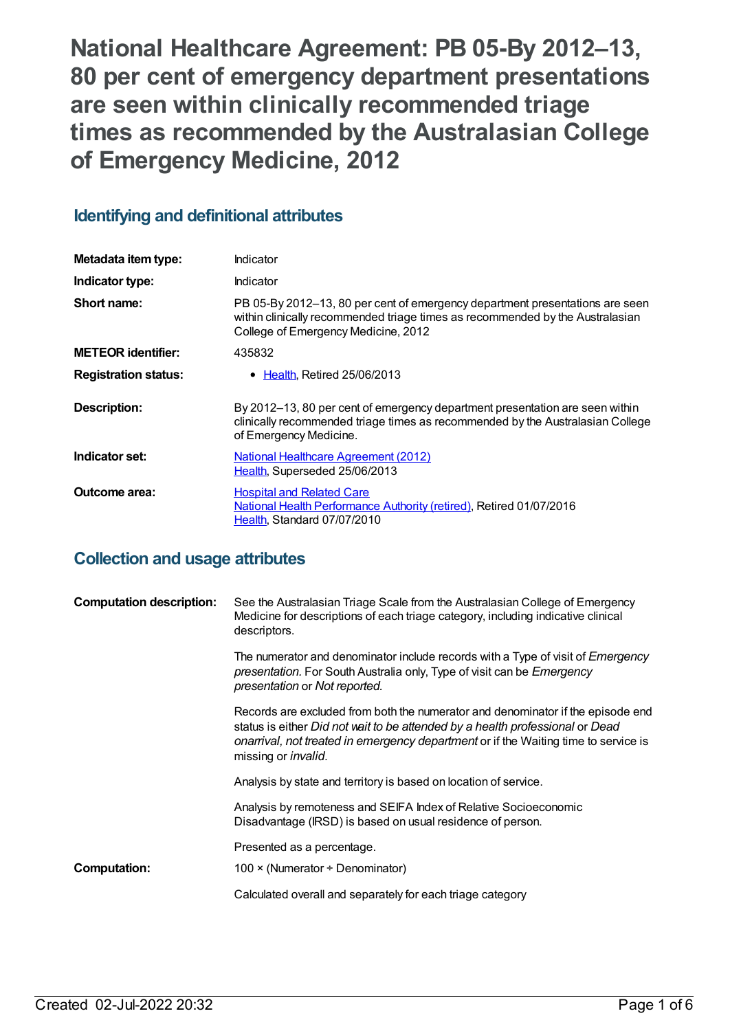# National Healthcare Agreement: PB 05-By 2012–13, 80 per cent of emergency department presentations are seen within clinically recommended triage times as recommended by the Australasian College of Emergency Medicine, 2012

## Identifying and definitional attributes

| | |
|---|---|
| **Metadata item type:** | Indicator |
| **Indicator type:** | Indicator |
| **Short name:** | PB 05-By 2012–13, 80 per cent of emergency department presentations are seen within clinically recommended triage times as recommended by the Australasian College of Emergency Medicine, 2012 |
| **METEOR identifier:** | 435832 |
| **Registration status:** | • Health, Retired 25/06/2013 |
| **Description:** | By 2012–13, 80 per cent of emergency department presentation are seen within clinically recommended triage times as recommended by the Australasian College of Emergency Medicine. |
| **Indicator set:** | National Healthcare Agreement (2012)<br>Health, Superseded 25/06/2013 |
| **Outcome area:** | Hospital and Related Care<br>National Health Performance Authority (retired), Retired 01/07/2016<br>Health, Standard 07/07/2010 |

## Collection and usage attributes

**Computation description:**

See the Australasian Triage Scale from the Australasian College of Emergency Medicine for descriptions of each triage category, including indicative clinical descriptors.

The numerator and denominator include records with a Type of visit of *Emergency presentation.* For South Australia only, Type of visit can be *Emergency presentation* or *Not reported.*

Records are excluded from both the numerator and denominator if the episode end status is either *Did not wait to be attended by a health professional* or *Dead onarrival, not treated in emergency department* or if the Waiting time to service is missing or *invalid*.

Analysis by state and territory is based on location of service.

Analysis by remoteness and SEIFA Index of Relative Socioeconomic Disadvantage (IRSD) is based on usual residence of person.

Presented as a percentage.

**Computation:**

100 × (Numerator ÷ Denominator)

Calculated overall and separately for each triage category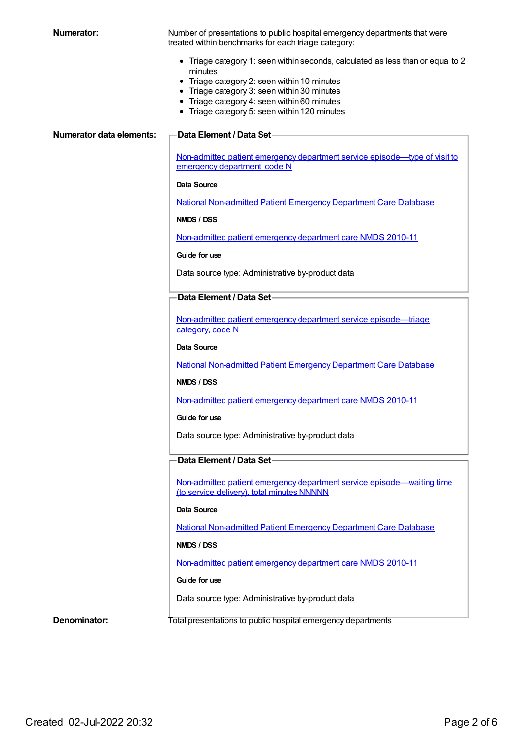**Numerator:**

Number of presentations to public hospital emergency departments that were treated within benchmarks for each triage category:

- Triage category 1: seen within seconds, calculated as less than or equal to 2 minutes
- Triage category 2: seen within 10 minutes
- Triage category 3: seen within 30 minutes
- Triage category 4: seen within 60 minutes
- Triage category 5: seen within 120 minutes

**Numerator data elements:**

**Data Element / Data Set**

Non-admitted patient emergency department service episode—type of visit to emergency department, code N

**Data Source**

National Non-admitted Patient Emergency Department Care Database

**NMDS / DSS**

Non-admitted patient emergency department care NMDS 2010-11

**Guide for use**

Data source type: Administrative by-product data

**Data Element / Data Set**

Non-admitted patient emergency department service episode—triage category, code N

**Data Source**

National Non-admitted Patient Emergency Department Care Database

**NMDS / DSS**

Non-admitted patient emergency department care NMDS 2010-11

**Guide for use**

Data source type: Administrative by-product data

**Data Element / Data Set**

Non-admitted patient emergency department service episode—waiting time (to service delivery), total minutes NNNNN

**Data Source**

National Non-admitted Patient Emergency Department Care Database

**NMDS / DSS**

Non-admitted patient emergency department care NMDS 2010-11

**Guide for use**

Data source type: Administrative by-product data

**Denominator:**

Total presentations to public hospital emergency departments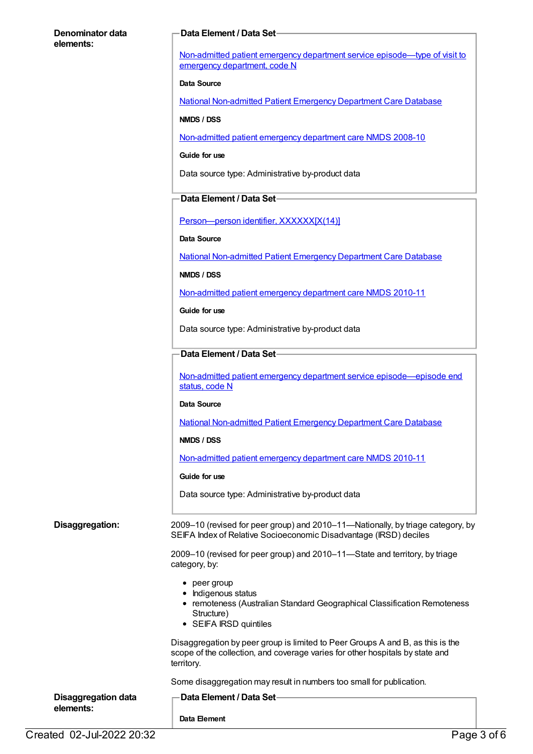**Denominator data elements:**

**Data Element / Data Set**

Non-admitted patient emergency department service episode—type of visit to emergency department, code N

**Data Source**

National Non-admitted Patient Emergency Department Care Database

**NMDS / DSS**

Non-admitted patient emergency department care NMDS 2008-10

**Guide for use**

Data source type: Administrative by-product data

**Data Element / Data Set**

Person—person identifier, XXXXXX[X(14)]

**Data Source**

National Non-admitted Patient Emergency Department Care Database

**NMDS / DSS**

Non-admitted patient emergency department care NMDS 2010-11

**Guide for use**

Data source type: Administrative by-product data

**Data Element / Data Set**

Non-admitted patient emergency department service episode—episode end status, code N

**Data Source**

National Non-admitted Patient Emergency Department Care Database

**NMDS / DSS**

Non-admitted patient emergency department care NMDS 2010-11

**Guide for use**

Data source type: Administrative by-product data

**Disaggregation:**

2009–10 (revised for peer group) and 2010–11—Nationally, by triage category, by SEIFA Index of Relative Socioeconomic Disadvantage (IRSD) deciles

2009–10 (revised for peer group) and 2010–11—State and territory, by triage category, by:

- peer group
- Indigenous status
- remoteness (Australian Standard Geographical Classification Remoteness Structure)
- SEIFA IRSD quintiles

Disaggregation by peer group is limited to Peer Groups A and B, as this is the scope of the collection, and coverage varies for other hospitals by state and territory.

Some disaggregation may result in numbers too small for publication.

**Disaggregation data elements:**

**Data Element / Data Set**

**Data Element**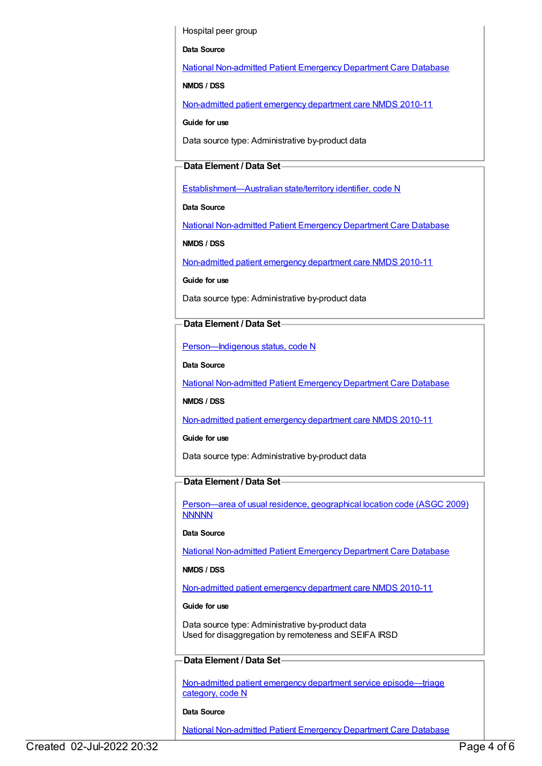Hospital peer group

**Data Source**

National Non-admitted Patient Emergency Department Care Database

**NMDS / DSS**

Non-admitted patient emergency department care NMDS 2010-11

**Guide for use**

Data source type: Administrative by-product data

### Data Element / Data Set

Establishment—Australian state/territory identifier, code N

**Data Source**

National Non-admitted Patient Emergency Department Care Database

**NMDS / DSS**

Non-admitted patient emergency department care NMDS 2010-11

**Guide for use**

Data source type: Administrative by-product data

### Data Element / Data Set

Person—Indigenous status, code N

**Data Source**

National Non-admitted Patient Emergency Department Care Database

**NMDS / DSS**

Non-admitted patient emergency department care NMDS 2010-11

**Guide for use**

Data source type: Administrative by-product data

### Data Element / Data Set

Person—area of usual residence, geographical location code (ASGC 2009) NNNNN

**Data Source**

National Non-admitted Patient Emergency Department Care Database

**NMDS / DSS**

Non-admitted patient emergency department care NMDS 2010-11

**Guide for use**

Data source type: Administrative by-product data
Used for disaggregation by remoteness and SEIFA IRSD

### Data Element / Data Set

Non-admitted patient emergency department service episode—triage category, code N

**Data Source**

National Non-admitted Patient Emergency Department Care Database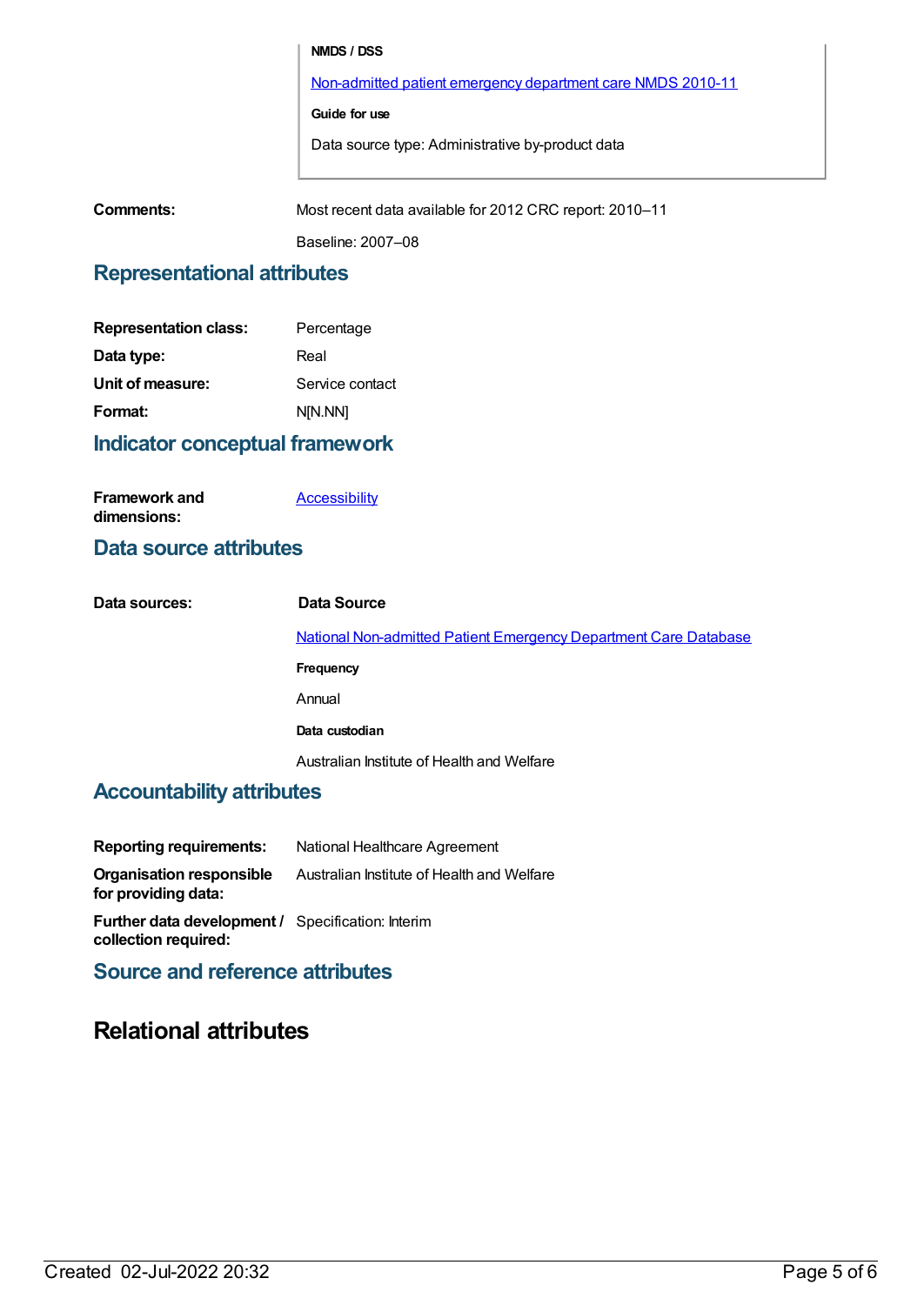**NMDS / DSS**

Non-admitted patient emergency department care NMDS 2010-11

**Guide for use**

Data source type: Administrative by-product data

**Comments:** Most recent data available for 2012 CRC report: 2010–11

Baseline: 2007–08

## Representational attributes

| | |
|---|---|
| **Representation class:** | Percentage |
| **Data type:** | Real |
| **Unit of measure:** | Service contact |
| **Format:** | N[N.NN] |

## Indicator conceptual framework

**Framework and dimensions:** Accessibility

## Data source attributes

**Data sources:**

**Data Source**

National Non-admitted Patient Emergency Department Care Database

**Frequency**

Annual

**Data custodian**

Australian Institute of Health and Welfare

## Accountability attributes

| | |
|---|---|
| **Reporting requirements:** | National Healthcare Agreement |
| **Organisation responsible for providing data:** | Australian Institute of Health and Welfare |
| **Further data development / collection required:** | Specification: Interim |

## Source and reference attributes

# Relational attributes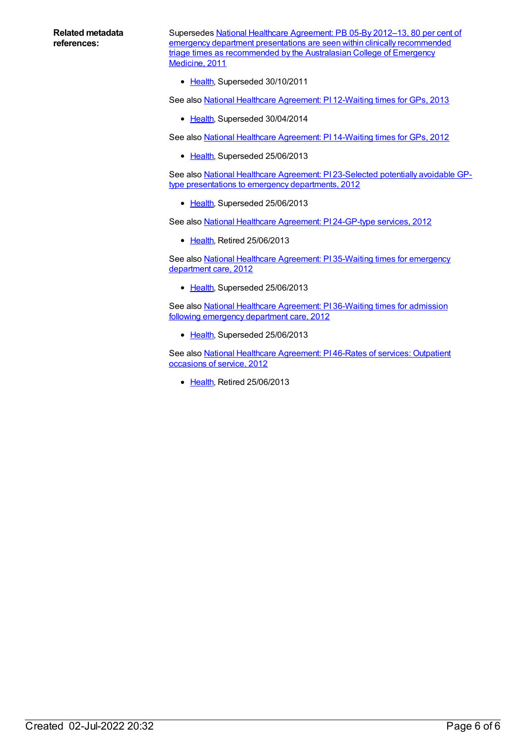**Related metadata references:**

Supersedes National Healthcare Agreement: PB 05-By 2012–13, 80 per cent of emergency department presentations are seen within clinically recommended triage times as recommended by the Australasian College of Emergency Medicine, 2011

- Health, Superseded 30/10/2011

See also National Healthcare Agreement: PI 12-Waiting times for GPs, 2013

- Health, Superseded 30/04/2014

See also National Healthcare Agreement: PI 14-Waiting times for GPs, 2012

- Health, Superseded 25/06/2013

See also National Healthcare Agreement: PI 23-Selected potentially avoidable GP-type presentations to emergency departments, 2012

- Health, Superseded 25/06/2013

See also National Healthcare Agreement: PI 24-GP-type services, 2012

- Health, Retired 25/06/2013

See also National Healthcare Agreement: PI 35-Waiting times for emergency department care, 2012

- Health, Superseded 25/06/2013

See also National Healthcare Agreement: PI 36-Waiting times for admission following emergency department care, 2012

- Health, Superseded 25/06/2013

See also National Healthcare Agreement: PI 46-Rates of services: Outpatient occasions of service, 2012

- Health, Retired 25/06/2013